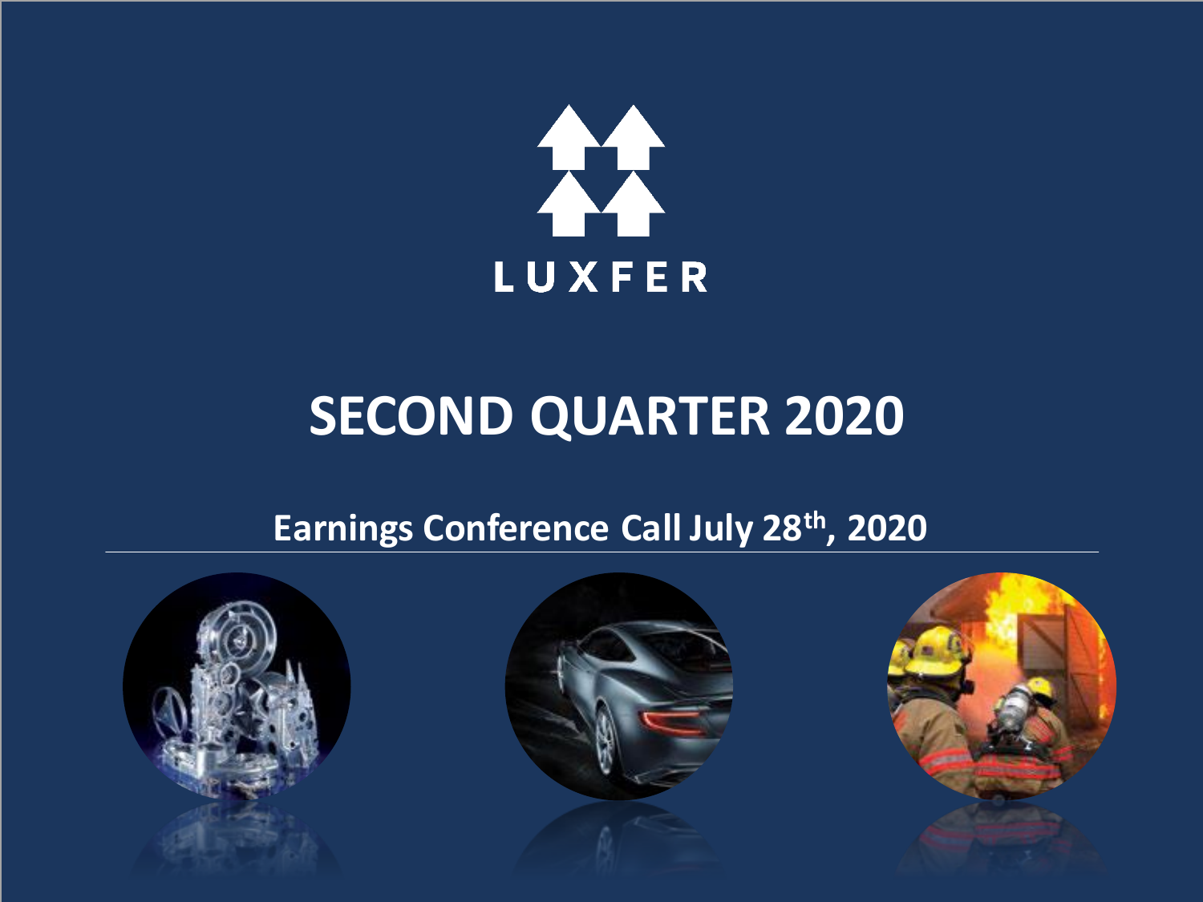LUXFER

# SECOND QUARTER 2020

## Earnings Conference Call July 28th, 2020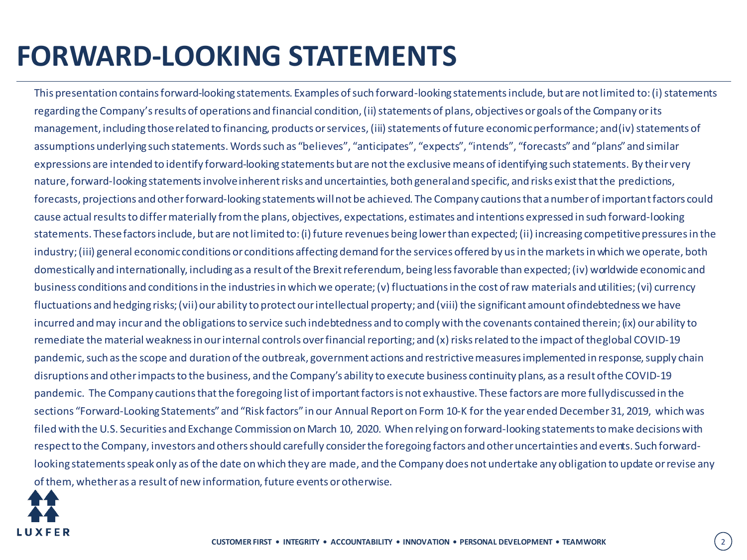# FORWARD-LOOKING STATEMENTS

This presentation contains forward-looking statements. Examples of such forward-looking statements include, but are not limited to: (i) statements regarding the Company's results of operations and financial condition, (ii) statements of plans, objectives or goals of the Company or its management, including those related to financing, products or services, (iii) statements of future economic performance; and (iv) statements of assumptions underlying such statements. Words such as "believes", "anticipates", "expects", "intends", "forecasts" and "plans" and similar expressions are intended to identify forward-looking statements but are not the exclusive means of identifying such statements. By their very nature, forward-looking statements involve inherent risks and uncertainties, both general and specific, and risks exist that the predictions, forecasts, projections and other forward-looking statements will not be achieved. The Company cautions that a number of important factors could cause actual results to differ materially from the plans, objectives, expectations, estimates and intentions expressed in such forward-looking statements. These factors include, but are not limited to: (i) future revenues being lower than expected; (ii) increasing competitive pressures in the industry; (iii) general economic conditions or conditions affecting demand for the services offered by us in the markets in which we operate, both domestically and internationally, including as a result of the Brexit referendum, being less favorable than expected; (iv) worldwide economic and business conditions and conditions in the industries in which we operate; (v) fluctuations in the cost of raw materials and utilities; (vi) currency fluctuations and hedging risks; (vii) our ability to protect our intellectual property; and (viii) the significant amount of indebtedness we have incurred and may incur and the obligations to service such indebtedness and to comply with the covenants contained therein; (ix) our ability to remediate the material weakness in our internal controls over financial reporting; and (x) risks related to the impact of the global COVID-19 pandemic, such as the scope and duration of the outbreak, government actions and restrictive measures implemented in response, supply chain disruptions and other impacts to the business, and the Company's ability to execute business continuity plans, as a result of the COVID-19 pandemic. The Company cautions that the foregoing list of important factors is not exhaustive. These factors are more fully discussed in the sections "Forward-Looking Statements" and "Risk factors" in our Annual Report on Form 10-K for the year ended December 31, 2019, which was filed with the U.S. Securities and Exchange Commission on March 10, 2020. When relying on forward-looking statements to make decisions with respect to the Company, investors and others should carefully consider the foregoing factors and other uncertainties and events. Such forward-looking statements speak only as of the date on which they are made, and the Company does not undertake any obligation to update or revise any of them, whether as a result of new information, future events or otherwise.

LUXFER

CUSTOMER FIRST • INTEGRITY • ACCOUNTABILITY • INNOVATION • PERSONAL DEVELOPMENT • TEAMWORK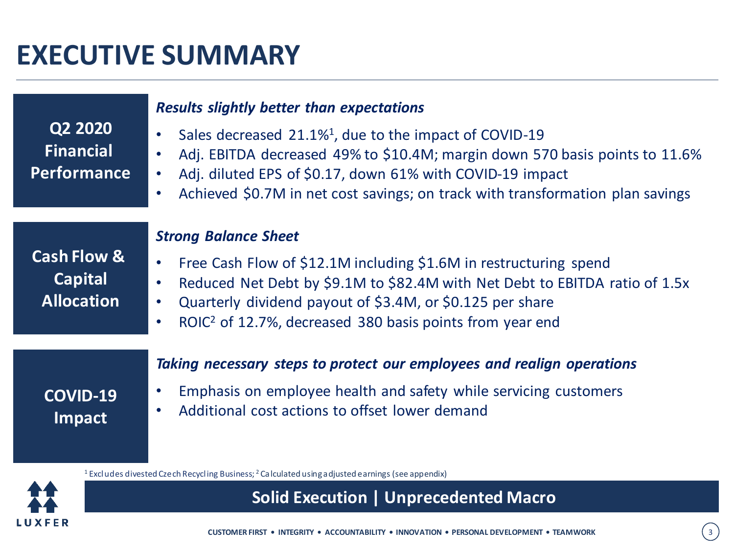# EXECUTIVE SUMMARY

## Q2 2020 Financial Performance

***Results slightly better than expectations***

- Sales decreased 21.1%[1], due to the impact of COVID-19
- Adj. EBITDA decreased 49% to $10.4M; margin down 570 basis points to 11.6%
- Adj. diluted EPS of $0.17, down 61% with COVID-19 impact
- Achieved $0.7M in net cost savings; on track with transformation plan savings

## Cash Flow & Capital Allocation

***Strong Balance Sheet***

- Free Cash Flow of $12.1M including $1.6M in restructuring spend
- Reduced Net Debt by $9.1M to $82.4M with Net Debt to EBITDA ratio of 1.5x
- Quarterly dividend payout of $3.4M, or $0.125 per share
- ROIC[2] of 12.7%, decreased 380 basis points from year end

## COVID-19 Impact

***Taking necessary steps to protect our employees and realign operations***

- Emphasis on employee health and safety while servicing customers
- Additional cost actions to offset lower demand

[1] Excludes divested Czech Recycling Business; [2] Calculated using adjusted earnings (see appendix)

**Solid Execution | Unprecedented Macro**

LUXFER

CUSTOMER FIRST • INTEGRITY • ACCOUNTABILITY • INNOVATION • PERSONAL DEVELOPMENT • TEAMWORK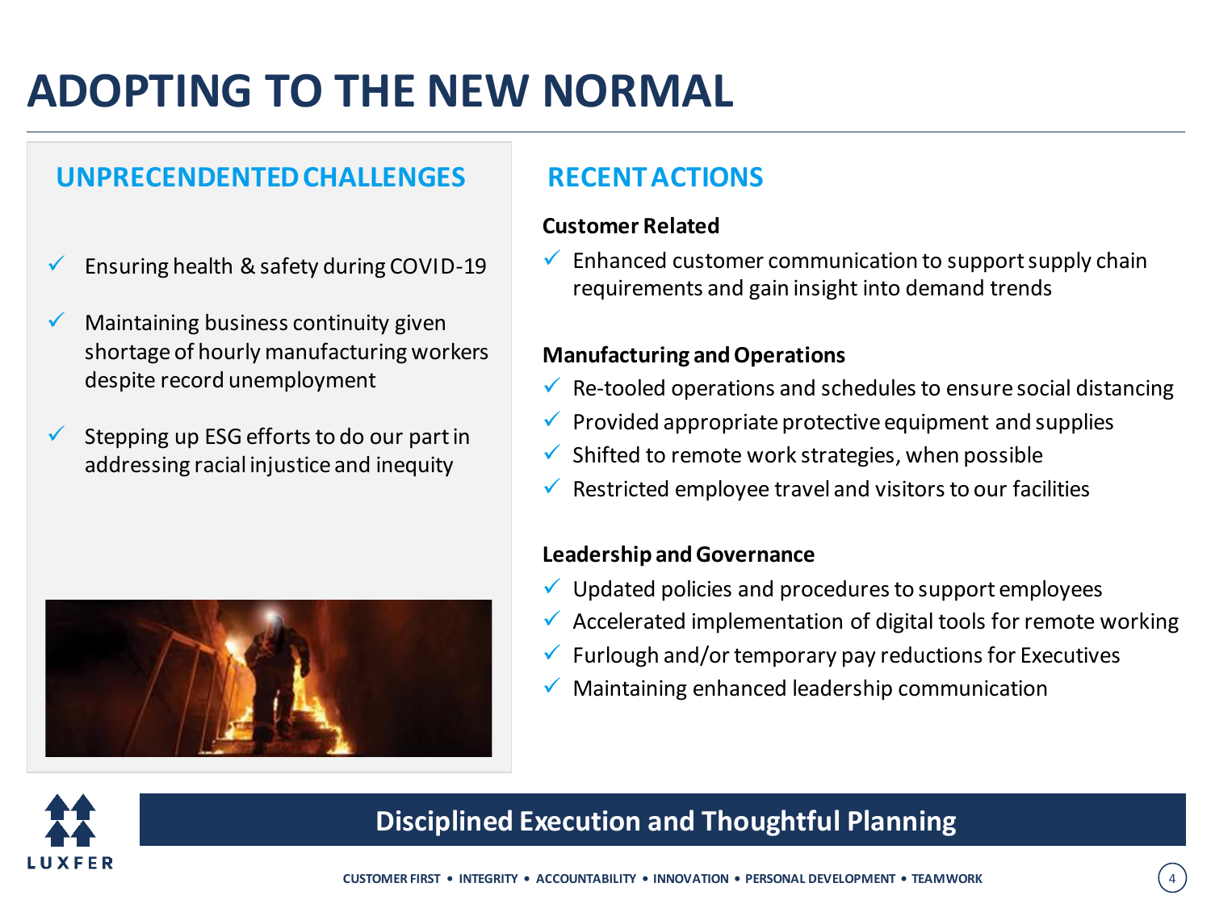# ADOPTING TO THE NEW NORMAL

## UNPRECENDENTED CHALLENGES

- ✓ Ensuring health & safety during COVID-19
- ✓ Maintaining business continuity given shortage of hourly manufacturing workers despite record unemployment
- ✓ Stepping up ESG efforts to do our part in addressing racial injustice and inequity

## RECENT ACTIONS

**Customer Related**

- ✓ Enhanced customer communication to support supply chain requirements and gain insight into demand trends

**Manufacturing and Operations**

- ✓ Re-tooled operations and schedules to ensure social distancing
- ✓ Provided appropriate protective equipment and supplies
- ✓ Shifted to remote work strategies, when possible
- ✓ Restricted employee travel and visitors to our facilities

**Leadership and Governance**

- ✓ Updated policies and procedures to support employees
- ✓ Accelerated implementation of digital tools for remote working
- ✓ Furlough and/or temporary pay reductions for Executives
- ✓ Maintaining enhanced leadership communication

**Disciplined Execution and Thoughtful Planning**

LUXFER

CUSTOMER FIRST • INTEGRITY • ACCOUNTABILITY • INNOVATION • PERSONAL DEVELOPMENT • TEAMWORK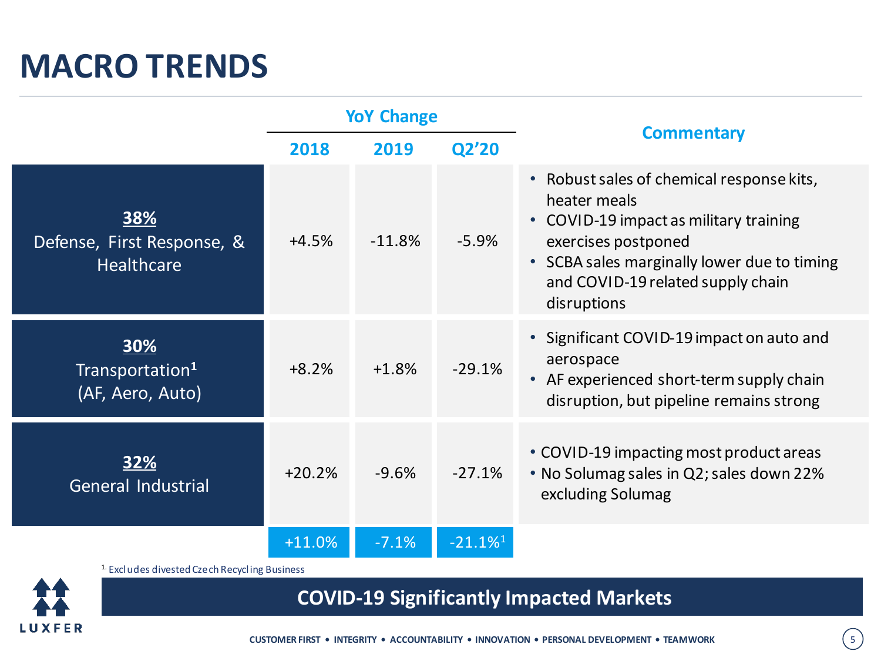# MACRO TRENDS

| | YoY Change | | | Commentary |
|---|---|---|---|---|
| | 2018 | 2019 | Q2'20 | |
| **38%** Defense, First Response, & Healthcare | +4.5% | -11.8% | -5.9% | • Robust sales of chemical response kits, heater meals<br>• COVID-19 impact as military training exercises postponed<br>• SCBA sales marginally lower due to timing and COVID-19 related supply chain disruptions |
| **30%** Transportation[1] (AF, Aero, Auto) | +8.2% | +1.8% | -29.1% | • Significant COVID-19 impact on auto and aerospace<br>• AF experienced short-term supply chain disruption, but pipeline remains strong |
| **32%** General Industrial | +20.2% | -9.6% | -27.1% | • COVID-19 impacting most product areas<br>• No Solumag sales in Q2; sales down 22% excluding Solumag |
| | +11.0% | -7.1% | -21.1%[1] | |

[1] Excludes divested Czech Recycling Business

**COVID-19 Significantly Impacted Markets**

CUSTOMER FIRST • INTEGRITY • ACCOUNTABILITY • INNOVATION • PERSONAL DEVELOPMENT • TEAMWORK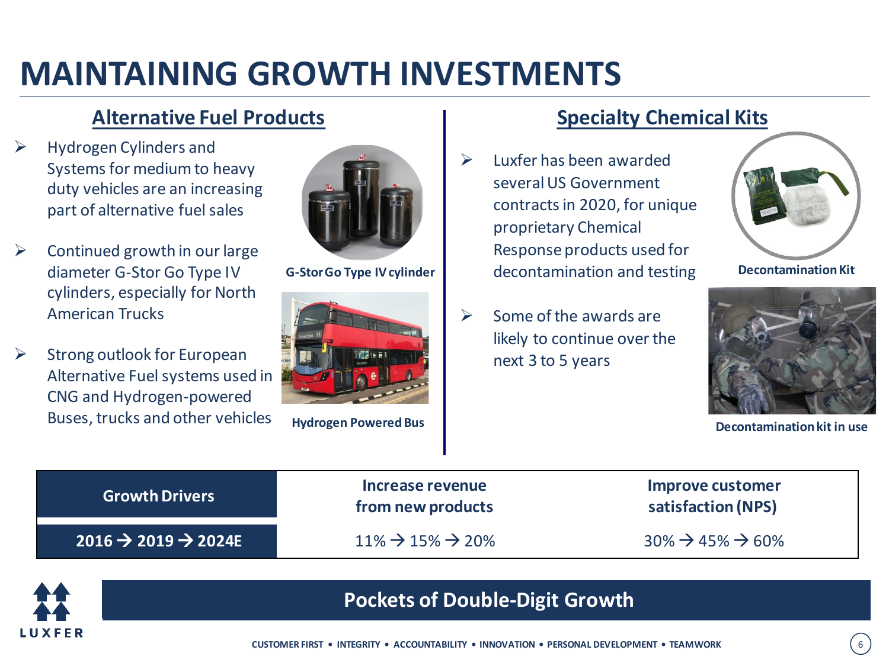# MAINTAINING GROWTH INVESTMENTS

## Alternative Fuel Products

- Hydrogen Cylinders and Systems for medium to heavy duty vehicles are an increasing part of alternative fuel sales
- Continued growth in our large diameter G-Stor Go Type IV cylinders, especially for North American Trucks
- Strong outlook for European Alternative Fuel systems used in CNG and Hydrogen-powered Buses, trucks and other vehicles

G-Stor Go Type IV cylinder

Hydrogen Powered Bus

## Specialty Chemical Kits

- Luxfer has been awarded several US Government contracts in 2020, for unique proprietary Chemical Response products used for decontamination and testing
- Some of the awards are likely to continue over the next 3 to 5 years

Decontamination Kit

Decontamination kit in use

| Growth Drivers | Increase revenue from new products | Improve customer satisfaction (NPS) |
| --- | --- | --- |
| 2016 → 2019 → 2024E | 11% → 15% → 20% | 30% → 45% → 60% |

**Pockets of Double-Digit Growth**

CUSTOMER FIRST • INTEGRITY • ACCOUNTABILITY • INNOVATION • PERSONAL DEVELOPMENT • TEAMWORK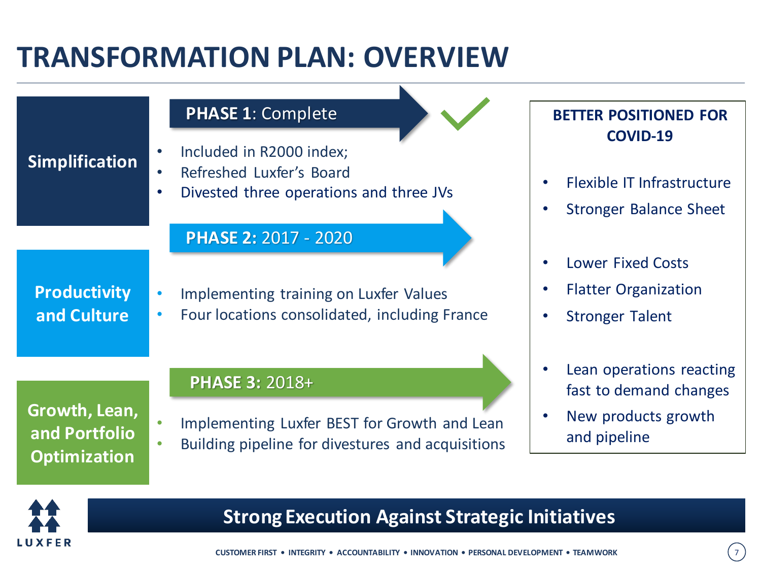# TRANSFORMATION PLAN: OVERVIEW

## Simplification

**PHASE 1**: Complete ✓

- Included in R2000 index;
- Refreshed Luxfer's Board
- Divested three operations and three JVs

## Productivity and Culture

**PHASE 2:** 2017 - 2020

- Implementing training on Luxfer Values
- Four locations consolidated, including France

## Growth, Lean, and Portfolio Optimization

**PHASE 3:** 2018+

- Implementing Luxfer BEST for Growth and Lean
- Building pipeline for divestures and acquisitions

## BETTER POSITIONED FOR COVID-19

- Flexible IT Infrastructure
- Stronger Balance Sheet

- Lower Fixed Costs
- Flatter Organization
- Stronger Talent

- Lean operations reacting fast to demand changes
- New products growth and pipeline

**Strong Execution Against Strategic Initiatives**

CUSTOMER FIRST • INTEGRITY • ACCOUNTABILITY • INNOVATION • PERSONAL DEVELOPMENT • TEAMWORK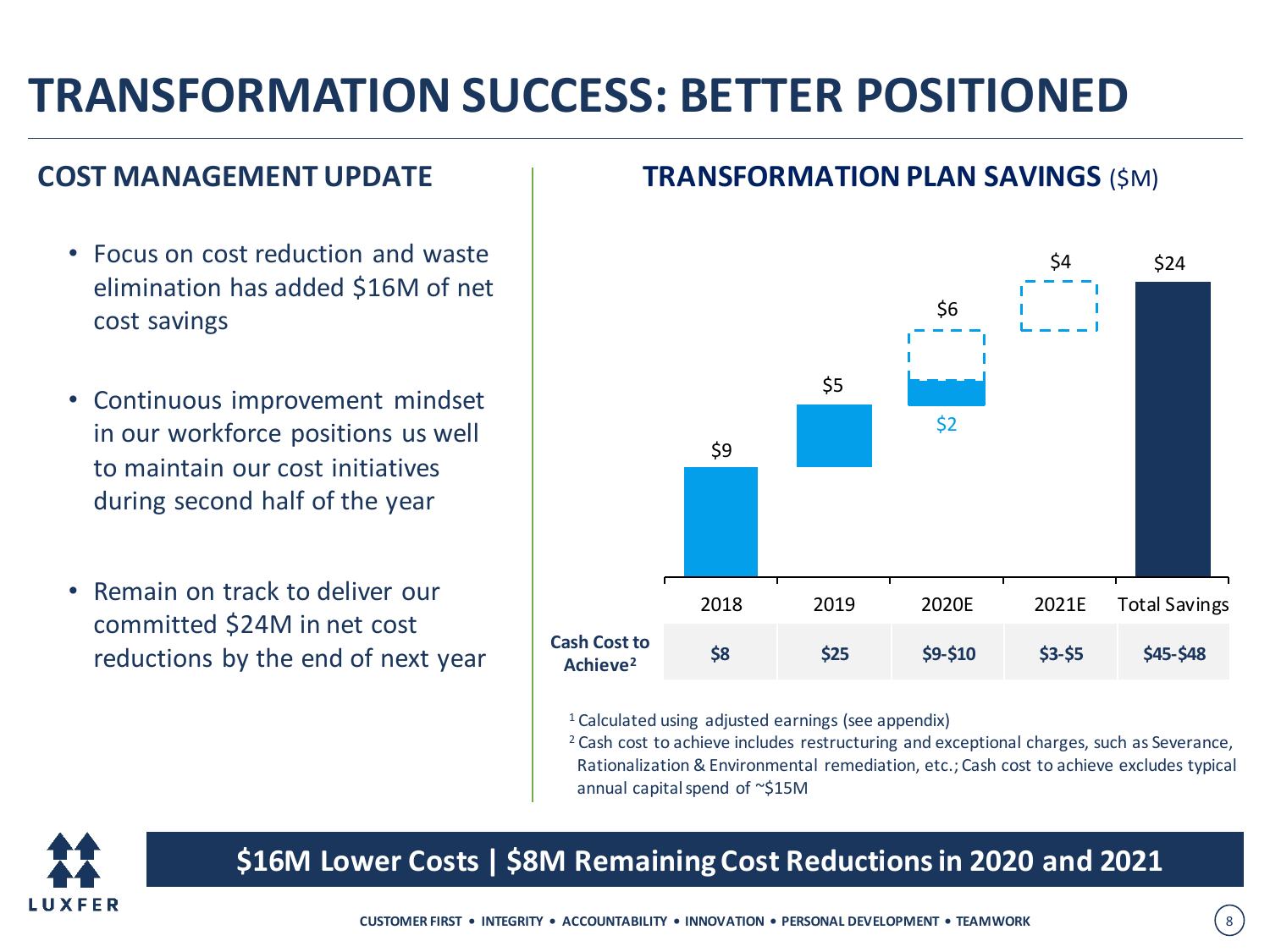# TRANSFORMATION SUCCESS: BETTER POSITIONED

## COST MANAGEMENT UPDATE

- Focus on cost reduction and waste elimination has added $16M of net cost savings
- Continuous improvement mindset in our workforce positions us well to maintain our cost initiatives during second half of the year
- Remain on track to deliver our committed $24M in net cost reductions by the end of next year

## TRANSFORMATION PLAN SAVINGS ($M)

| | 2018 | 2019 | 2020E | 2021E | Total Savings |
|---|---|---|---|---|---|
| Savings | $9 | $5 | $6 ($2) | $4 | $24 |
| **Cash Cost to Achieve[2]** | **$8** | **$25** | **$9-$10** | **$3-$5** | **$45-$48** |

[1] Calculated using adjusted earnings (see appendix)

[2] Cash cost to achieve includes restructuring and exceptional charges, such as Severance, Rationalization & Environmental remediation, etc.; Cash cost to achieve excludes typical annual capital spend of ~$15M

**$16M Lower Costs | $8M Remaining Cost Reductions in 2020 and 2021**

CUSTOMER FIRST • INTEGRITY • ACCOUNTABILITY • INNOVATION • PERSONAL DEVELOPMENT • TEAMWORK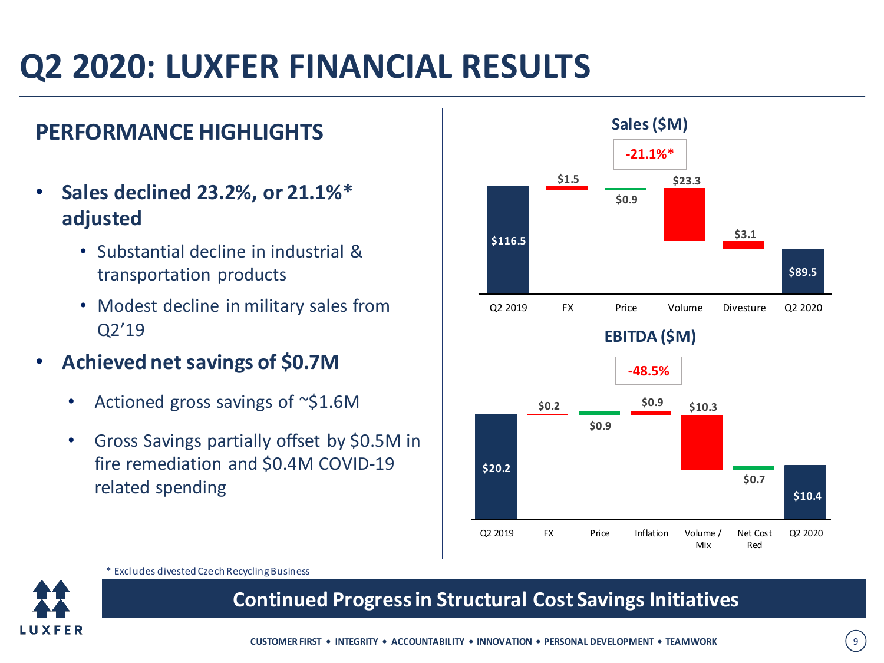# Q2 2020: LUXFER FINANCIAL RESULTS

## PERFORMANCE HIGHLIGHTS

- **Sales declined 23.2%, or 21.1%* adjusted**
  - Substantial decline in industrial & transportation products
  - Modest decline in military sales from Q2'19
- **Achieved net savings of $0.7M**
  - Actioned gross savings of ~$1.6M
  - Gross Savings partially offset by $0.5M in fire remediation and $0.4M COVID-19 related spending

### Sales ($M)

**-21.1%***

| Q2 2019 | FX | Price | Volume | Divesture | Q2 2020 |
|---|---|---|---|---|---|
| $116.5 | $1.5 | $0.9 | $23.3 | $3.1 | $89.5 |

### EBITDA ($M)

**-48.5%**

| Q2 2019 | FX | Price | Inflation | Volume / Mix | Net Cost Red | Q2 2020 |
|---|---|---|---|---|---|---|
| $20.2 | $0.2 | $0.9 | $0.9 | $10.3 | $0.7 | $10.4 |

\* Excludes divested Czech Recycling Business

**Continued Progress in Structural Cost Savings Initiatives**

CUSTOMER FIRST • INTEGRITY • ACCOUNTABILITY • INNOVATION • PERSONAL DEVELOPMENT • TEAMWORK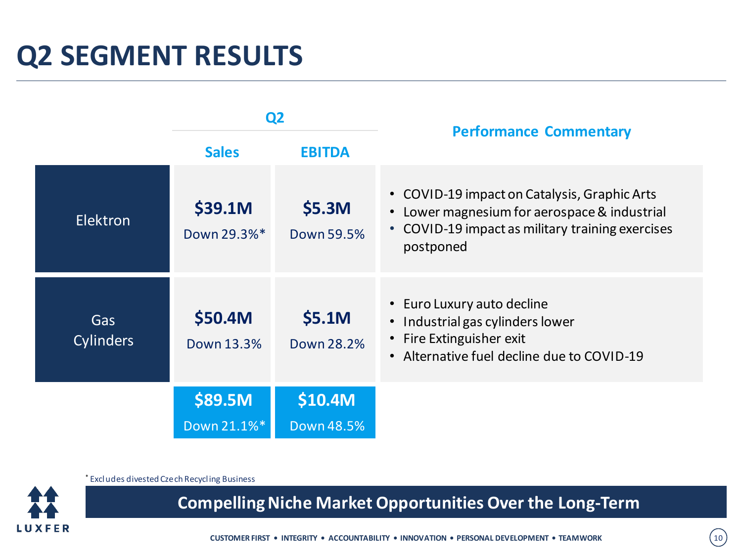# Q2 SEGMENT RESULTS

| | Q2 | | Performance Commentary |
|---|---|---|---|
| | Sales | EBITDA | |
| Elektron | $39.1M<br>Down 29.3%* | $5.3M<br>Down 59.5% | • COVID-19 impact on Catalysis, Graphic Arts<br>• Lower magnesium for aerospace & industrial<br>• COVID-19 impact as military training exercises postponed |
| Gas Cylinders | $50.4M<br>Down 13.3% | $5.1M<br>Down 28.2% | • Euro Luxury auto decline<br>• Industrial gas cylinders lower<br>• Fire Extinguisher exit<br>• Alternative fuel decline due to COVID-19 |
| | $89.5M<br>Down 21.1%* | $10.4M<br>Down 48.5% | |

* Excludes divested Czech Recycling Business

**Compelling Niche Market Opportunities Over the Long-Term**

CUSTOMER FIRST • INTEGRITY • ACCOUNTABILITY • INNOVATION • PERSONAL DEVELOPMENT • TEAMWORK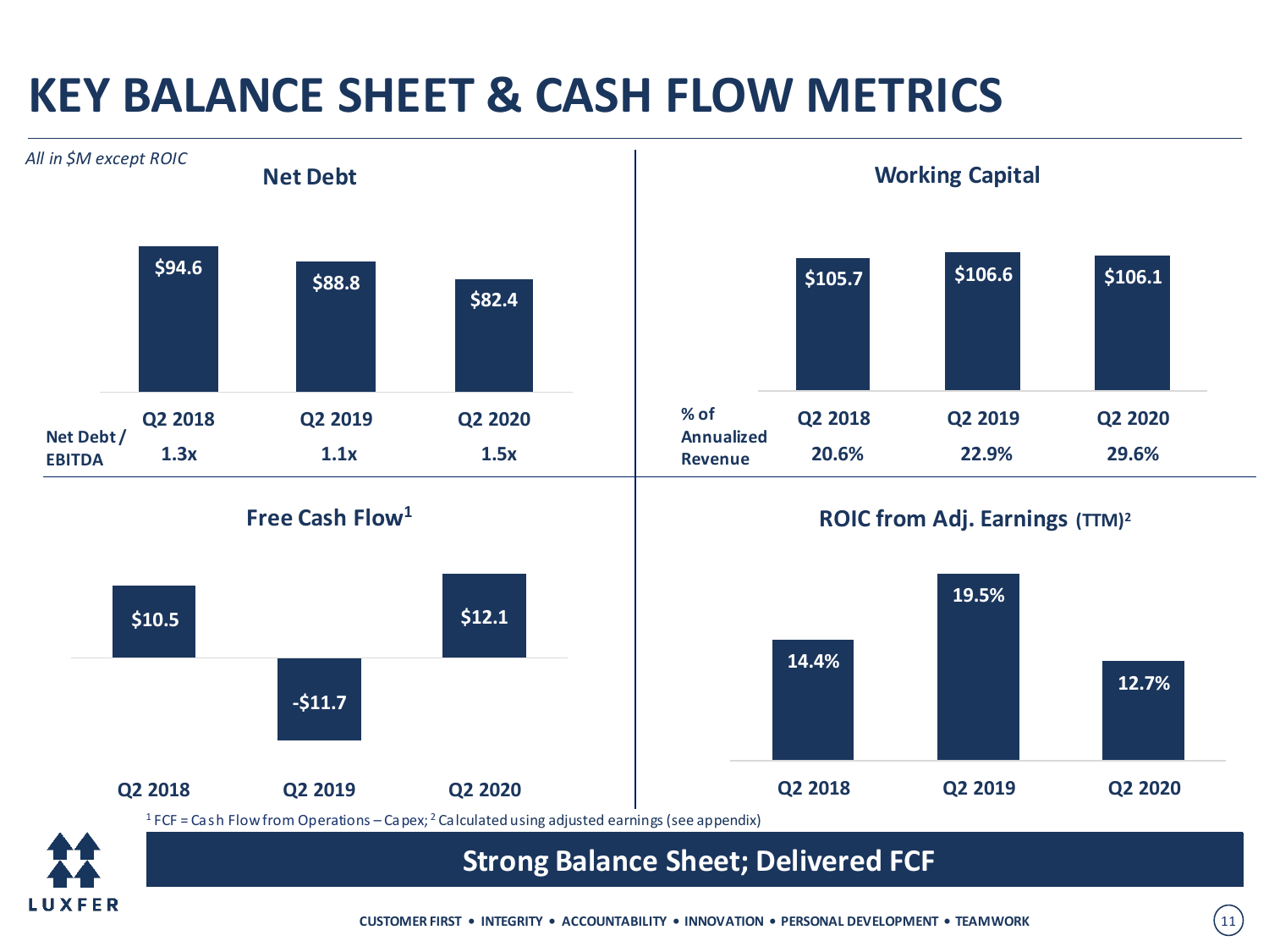# KEY BALANCE SHEET & CASH FLOW METRICS

*All in $M except ROIC*

## Net Debt

| | Q2 2018 | Q2 2019 | Q2 2020 |
|---|---|---|---|
| Net Debt | $94.6 | $88.8 | $82.4 |
| Net Debt / EBITDA | 1.3x | 1.1x | 1.5x |

## Working Capital

| | Q2 2018 | Q2 2019 | Q2 2020 |
|---|---|---|---|
| Working Capital | $105.7 | $106.6 | $106.1 |
| % of Annualized Revenue | 20.6% | 22.9% | 29.6% |

## Free Cash Flow[1]

| Q2 2018 | Q2 2019 | Q2 2020 |
|---|---|---|
| $10.5 | -$11.7 | $12.1 |

## ROIC from Adj. Earnings (TTM)[2]

| Q2 2018 | Q2 2019 | Q2 2020 |
|---|---|---|
| 14.4% | 19.5% | 12.7% |

[1] FCF = Cash Flow from Operations – Capex; [2] Calculated using adjusted earnings (see appendix)

**Strong Balance Sheet; Delivered FCF**

LUXFER

CUSTOMER FIRST • INTEGRITY • ACCOUNTABILITY • INNOVATION • PERSONAL DEVELOPMENT • TEAMWORK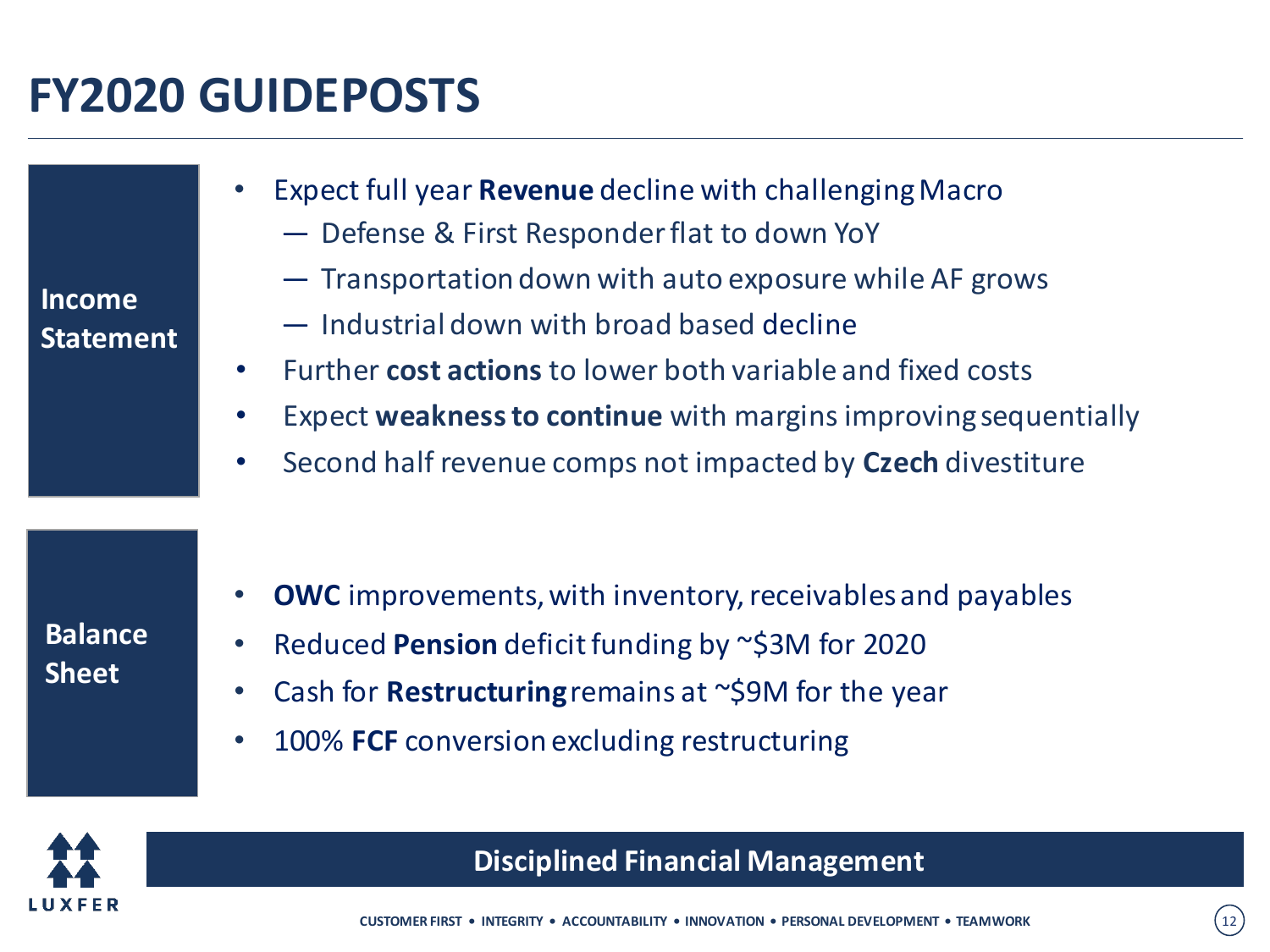# FY2020 GUIDEPOSTS

**Income Statement**

- Expect full year **Revenue** decline with challenging Macro
  - — Defense & First Responder flat to down YoY
  - — Transportation down with auto exposure while AF grows
  - — Industrial down with broad based decline
- Further **cost actions** to lower both variable and fixed costs
- Expect **weakness to continue** with margins improving sequentially
- Second half revenue comps not impacted by **Czech** divestiture

**Balance Sheet**

- **OWC** improvements, with inventory, receivables and payables
- Reduced **Pension** deficit funding by ~$3M for 2020
- Cash for **Restructuring** remains at ~$9M for the year
- 100% **FCF** conversion excluding restructuring

**Disciplined Financial Management**

LUXFER

CUSTOMER FIRST • INTEGRITY • ACCOUNTABILITY • INNOVATION • PERSONAL DEVELOPMENT • TEAMWORK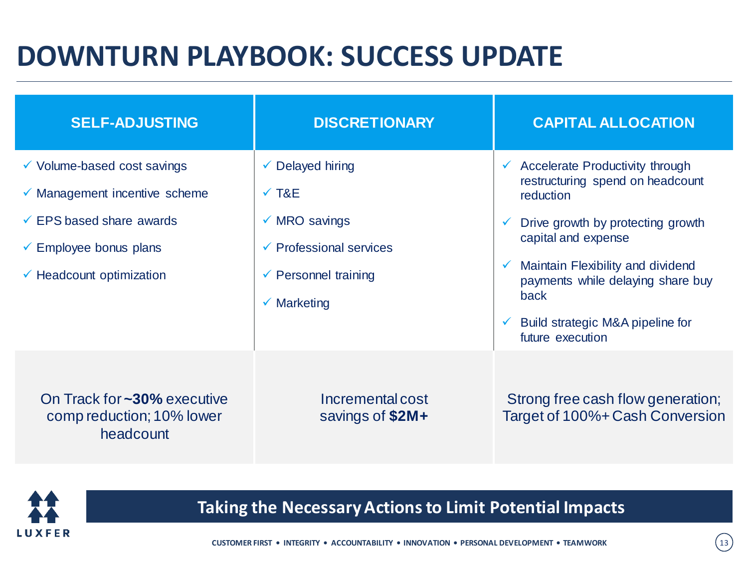# DOWNTURN PLAYBOOK: SUCCESS UPDATE

| SELF-ADJUSTING | DISCRETIONARY | CAPITAL ALLOCATION |
|---|---|---|
| ✓ Volume-based cost savings<br>✓ Management incentive scheme<br>✓ EPS based share awards<br>✓ Employee bonus plans<br>✓ Headcount optimization | ✓ Delayed hiring<br>✓ T&E<br>✓ MRO savings<br>✓ Professional services<br>✓ Personnel training<br>✓ Marketing | ✓ Accelerate Productivity through restructuring spend on headcount reduction<br>✓ Drive growth by protecting growth capital and expense<br>✓ Maintain Flexibility and dividend payments while delaying share buy back<br>✓ Build strategic M&A pipeline for future execution |
| On Track for **~30%** executive comp reduction; 10% lower headcount | Incremental cost savings of **$2M+** | Strong free cash flow generation; Target of 100%+ Cash Conversion |

**Taking the Necessary Actions to Limit Potential Impacts**

CUSTOMER FIRST • INTEGRITY • ACCOUNTABILITY • INNOVATION • PERSONAL DEVELOPMENT • TEAMWORK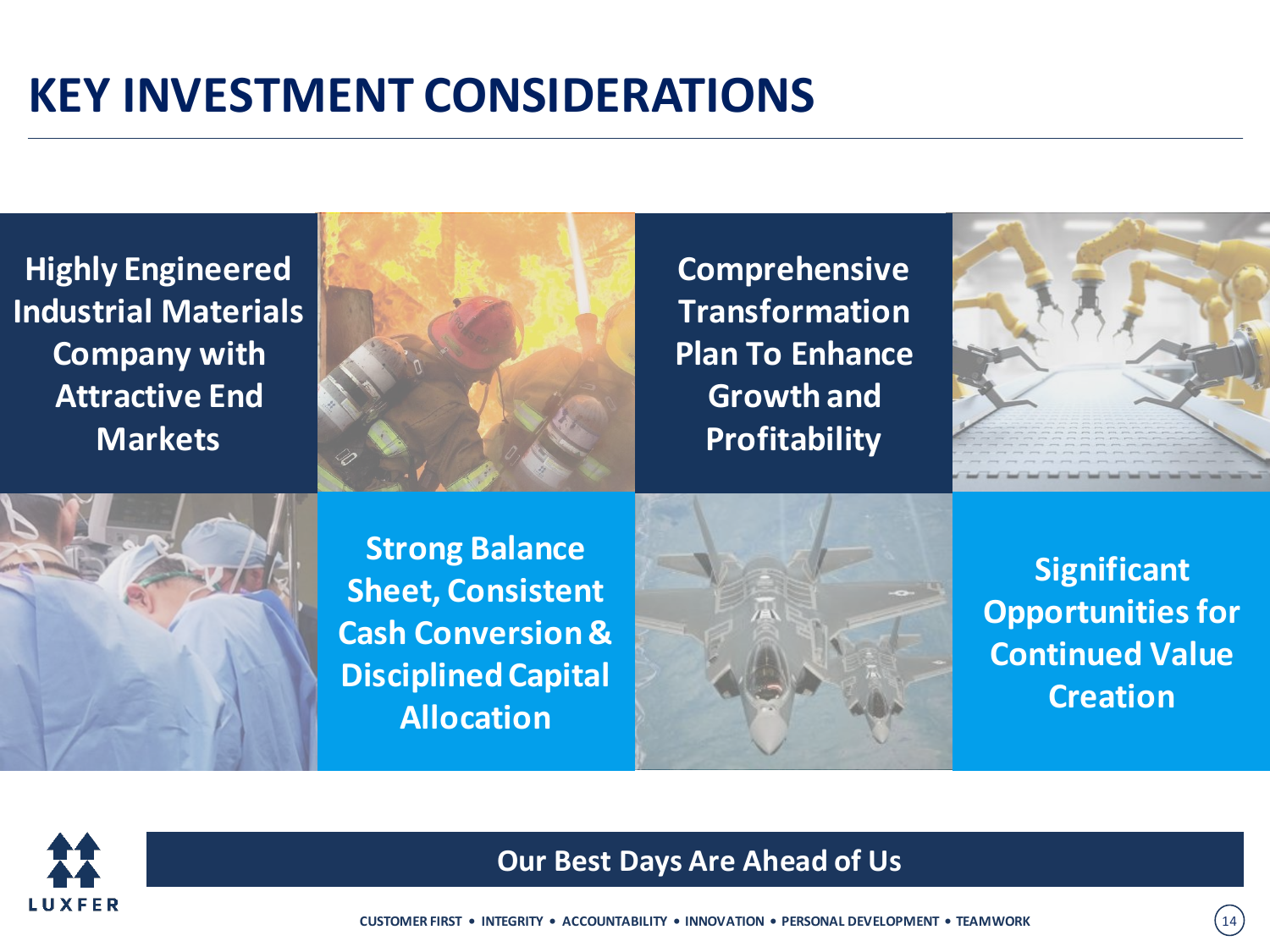# KEY INVESTMENT CONSIDERATIONS

**Highly Engineered Industrial Materials Company with Attractive End Markets**

**Comprehensive Transformation Plan To Enhance Growth and Profitability**

**Strong Balance Sheet, Consistent Cash Conversion & Disciplined Capital Allocation**

**Significant Opportunities for Continued Value Creation**

**Our Best Days Are Ahead of Us**

CUSTOMER FIRST • INTEGRITY • ACCOUNTABILITY • INNOVATION • PERSONAL DEVELOPMENT • TEAMWORK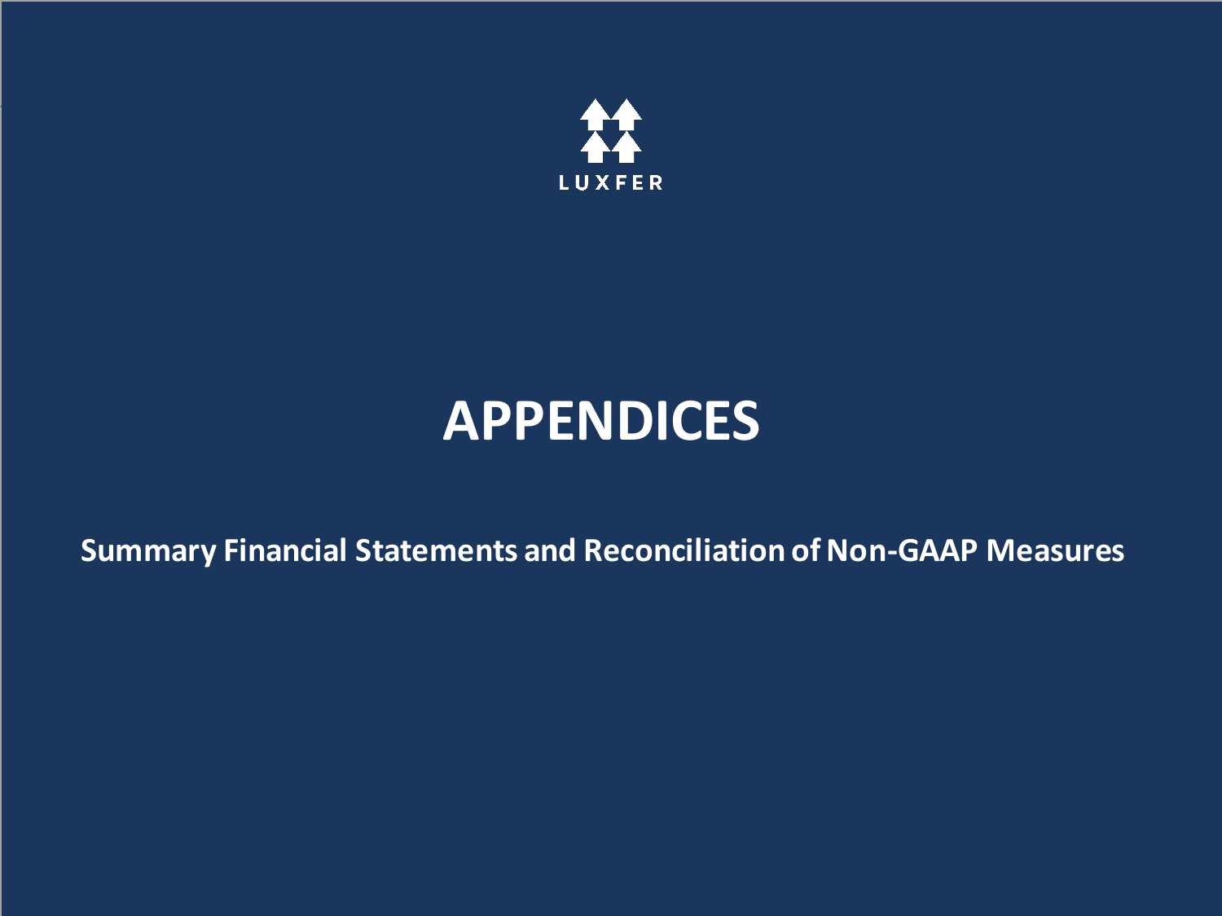LUXFER

# APPENDICES

**Summary Financial Statements and Reconciliation of Non-GAAP Measures**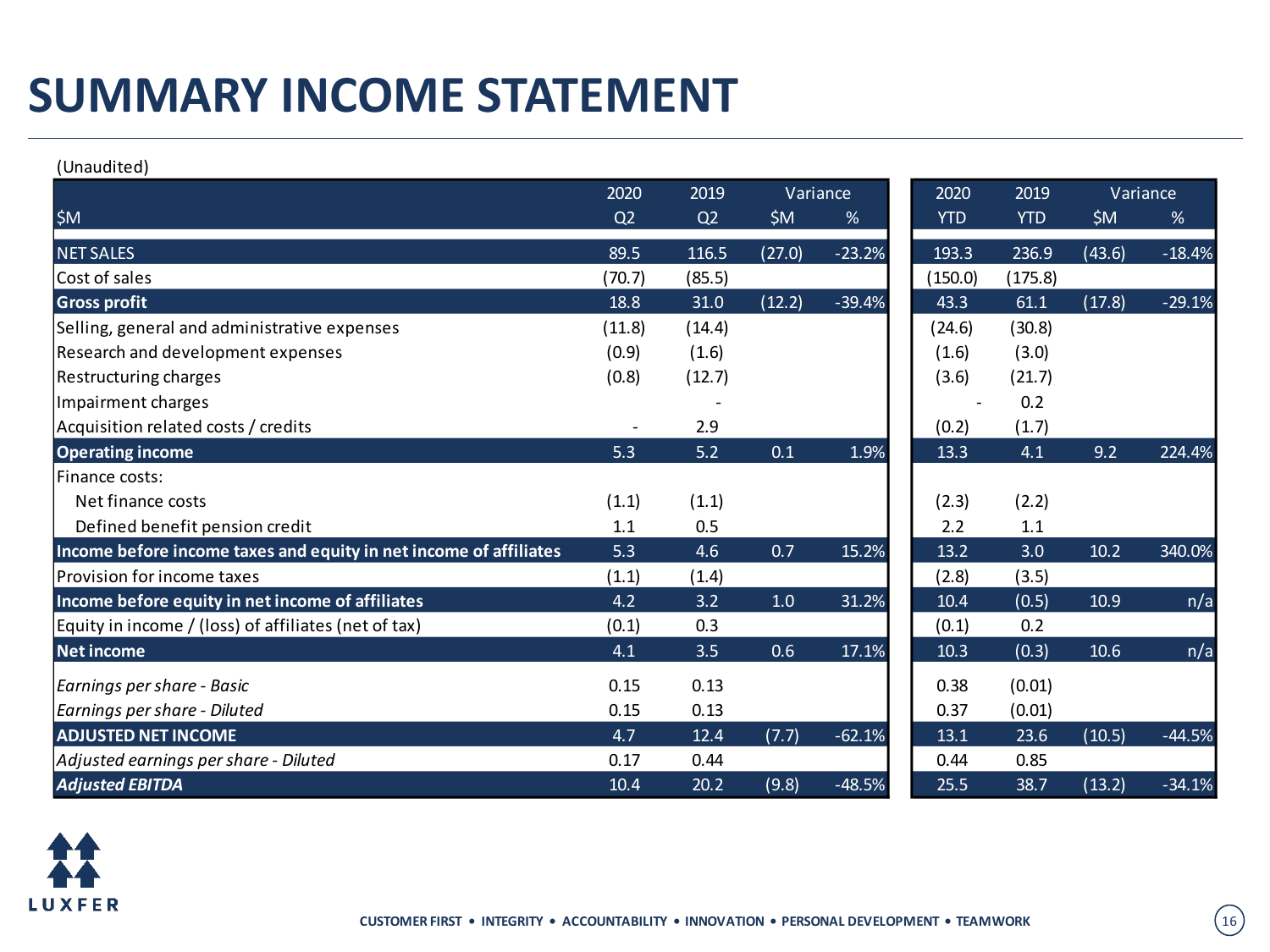# SUMMARY INCOME STATEMENT

(Unaudited)

| $M | 2020 Q2 | 2019 Q2 | Variance $M | Variance % | 2020 YTD | 2019 YTD | Variance $M | Variance % |
|---|---|---|---|---|---|---|---|---|
| **NET SALES** | 89.5 | 116.5 | (27.0) | -23.2% | 193.3 | 236.9 | (43.6) | -18.4% |
| Cost of sales | (70.7) | (85.5) | | | (150.0) | (175.8) | | |
| **Gross profit** | 18.8 | 31.0 | (12.2) | -39.4% | 43.3 | 61.1 | (17.8) | -29.1% |
| Selling, general and administrative expenses | (11.8) | (14.4) | | | (24.6) | (30.8) | | |
| Research and development expenses | (0.9) | (1.6) | | | (1.6) | (3.0) | | |
| Restructuring charges | (0.8) | (12.7) | | | (3.6) | (21.7) | | |
| Impairment charges | | - | | | - | 0.2 | | |
| Acquisition related costs / credits | - | 2.9 | | | (0.2) | (1.7) | | |
| **Operating income** | 5.3 | 5.2 | 0.1 | 1.9% | 13.3 | 4.1 | 9.2 | 224.4% |
| Finance costs: | | | | | | | | |
| Net finance costs | (1.1) | (1.1) | | | (2.3) | (2.2) | | |
| Defined benefit pension credit | 1.1 | 0.5 | | | 2.2 | 1.1 | | |
| **Income before income taxes and equity in net income of affiliates** | 5.3 | 4.6 | 0.7 | 15.2% | 13.2 | 3.0 | 10.2 | 340.0% |
| Provision for income taxes | (1.1) | (1.4) | | | (2.8) | (3.5) | | |
| **Income before equity in net income of affiliates** | 4.2 | 3.2 | 1.0 | 31.2% | 10.4 | (0.5) | 10.9 | n/a |
| Equity in income / (loss) of affiliates (net of tax) | (0.1) | 0.3 | | | (0.1) | 0.2 | | |
| **Net income** | 4.1 | 3.5 | 0.6 | 17.1% | 10.3 | (0.3) | 10.6 | n/a |
| *Earnings per share - Basic* | 0.15 | 0.13 | | | 0.38 | (0.01) | | |
| *Earnings per share - Diluted* | 0.15 | 0.13 | | | 0.37 | (0.01) | | |
| **ADJUSTED NET INCOME** | 4.7 | 12.4 | (7.7) | -62.1% | 13.1 | 23.6 | (10.5) | -44.5% |
| *Adjusted earnings per share - Diluted* | 0.17 | 0.44 | | | 0.44 | 0.85 | | |
| ***Adjusted EBITDA*** | 10.4 | 20.2 | (9.8) | -48.5% | 25.5 | 38.7 | (13.2) | -34.1% |

LUXFER

CUSTOMER FIRST • INTEGRITY • ACCOUNTABILITY • INNOVATION • PERSONAL DEVELOPMENT • TEAMWORK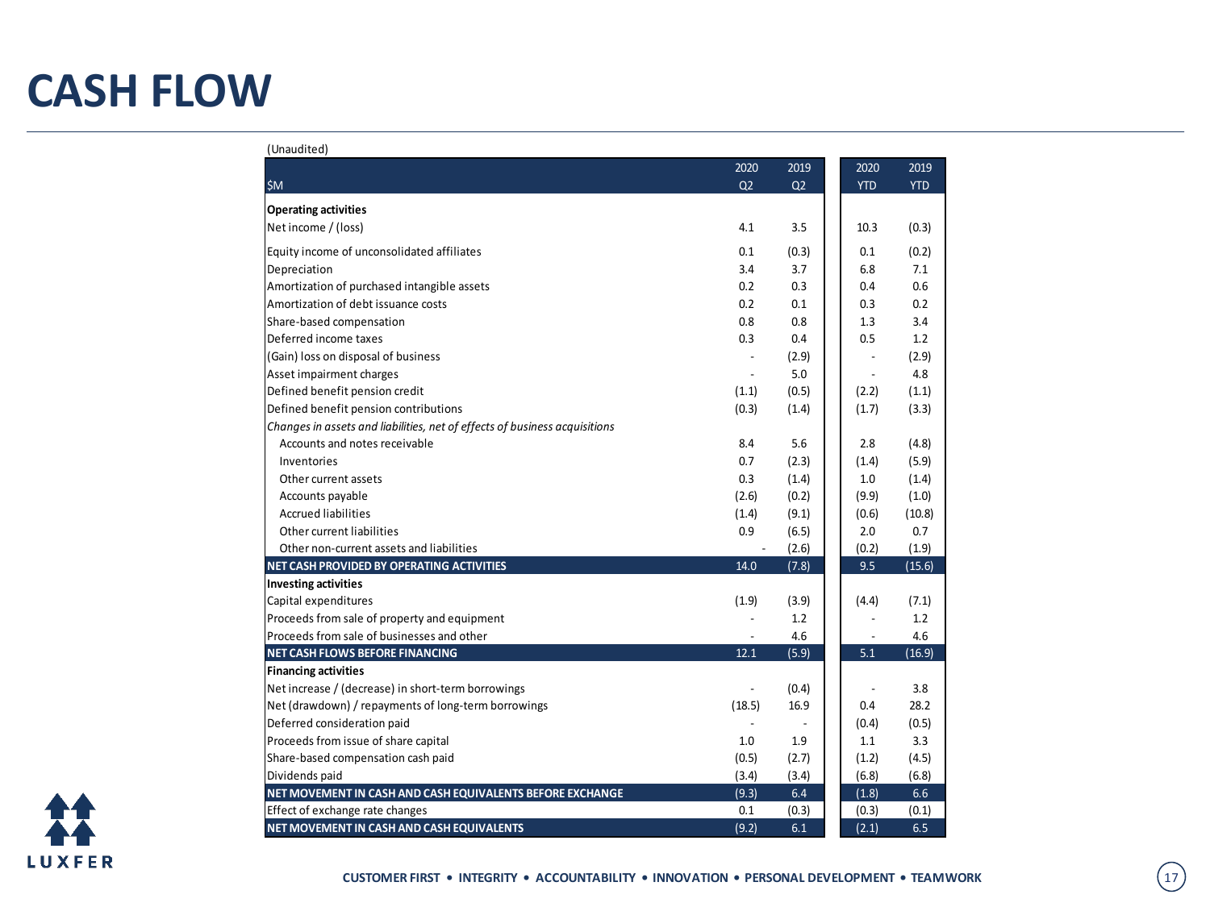# CASH FLOW

(Unaudited)

| $M | 2020 Q2 | 2019 Q2 | 2020 YTD | 2019 YTD |
|---|---|---|---|---|
| **Operating activities** | | | | |
| Net income / (loss) | 4.1 | 3.5 | 10.3 | (0.3) |
| Equity income of unconsolidated affiliates | 0.1 | (0.3) | 0.1 | (0.2) |
| Depreciation | 3.4 | 3.7 | 6.8 | 7.1 |
| Amortization of purchased intangible assets | 0.2 | 0.3 | 0.4 | 0.6 |
| Amortization of debt issuance costs | 0.2 | 0.1 | 0.3 | 0.2 |
| Share-based compensation | 0.8 | 0.8 | 1.3 | 3.4 |
| Deferred income taxes | 0.3 | 0.4 | 0.5 | 1.2 |
| (Gain) loss on disposal of business | - | (2.9) | - | (2.9) |
| Asset impairment charges | - | 5.0 | - | 4.8 |
| Defined benefit pension credit | (1.1) | (0.5) | (2.2) | (1.1) |
| Defined benefit pension contributions | (0.3) | (1.4) | (1.7) | (3.3) |
| *Changes in assets and liabilities, net of effects of business acquisitions* | | | | |
| Accounts and notes receivable | 8.4 | 5.6 | 2.8 | (4.8) |
| Inventories | 0.7 | (2.3) | (1.4) | (5.9) |
| Other current assets | 0.3 | (1.4) | 1.0 | (1.4) |
| Accounts payable | (2.6) | (0.2) | (9.9) | (1.0) |
| Accrued liabilities | (1.4) | (9.1) | (0.6) | (10.8) |
| Other current liabilities | 0.9 | (6.5) | 2.0 | 0.7 |
| Other non-current assets and liabilities | - | (2.6) | (0.2) | (1.9) |
| **NET CASH PROVIDED BY OPERATING ACTIVITIES** | 14.0 | (7.8) | 9.5 | (15.6) |
| **Investing activities** | | | | |
| Capital expenditures | (1.9) | (3.9) | (4.4) | (7.1) |
| Proceeds from sale of property and equipment | - | 1.2 | - | 1.2 |
| Proceeds from sale of businesses and other | - | 4.6 | - | 4.6 |
| **NET CASH FLOWS BEFORE FINANCING** | 12.1 | (5.9) | 5.1 | (16.9) |
| **Financing activities** | | | | |
| Net increase / (decrease) in short-term borrowings | - | (0.4) | - | 3.8 |
| Net (drawdown) / repayments of long-term borrowings | (18.5) | 16.9 | 0.4 | 28.2 |
| Deferred consideration paid | - | - | (0.4) | (0.5) |
| Proceeds from issue of share capital | 1.0 | 1.9 | 1.1 | 3.3 |
| Share-based compensation cash paid | (0.5) | (2.7) | (1.2) | (4.5) |
| Dividends paid | (3.4) | (3.4) | (6.8) | (6.8) |
| **NET MOVEMENT IN CASH AND CASH EQUIVALENTS BEFORE EXCHANGE** | (9.3) | 6.4 | (1.8) | 6.6 |
| Effect of exchange rate changes | 0.1 | (0.3) | (0.3) | (0.1) |
| **NET MOVEMENT IN CASH AND CASH EQUIVALENTS** | (9.2) | 6.1 | (2.1) | 6.5 |

CUSTOMER FIRST • INTEGRITY • ACCOUNTABILITY • INNOVATION • PERSONAL DEVELOPMENT • TEAMWORK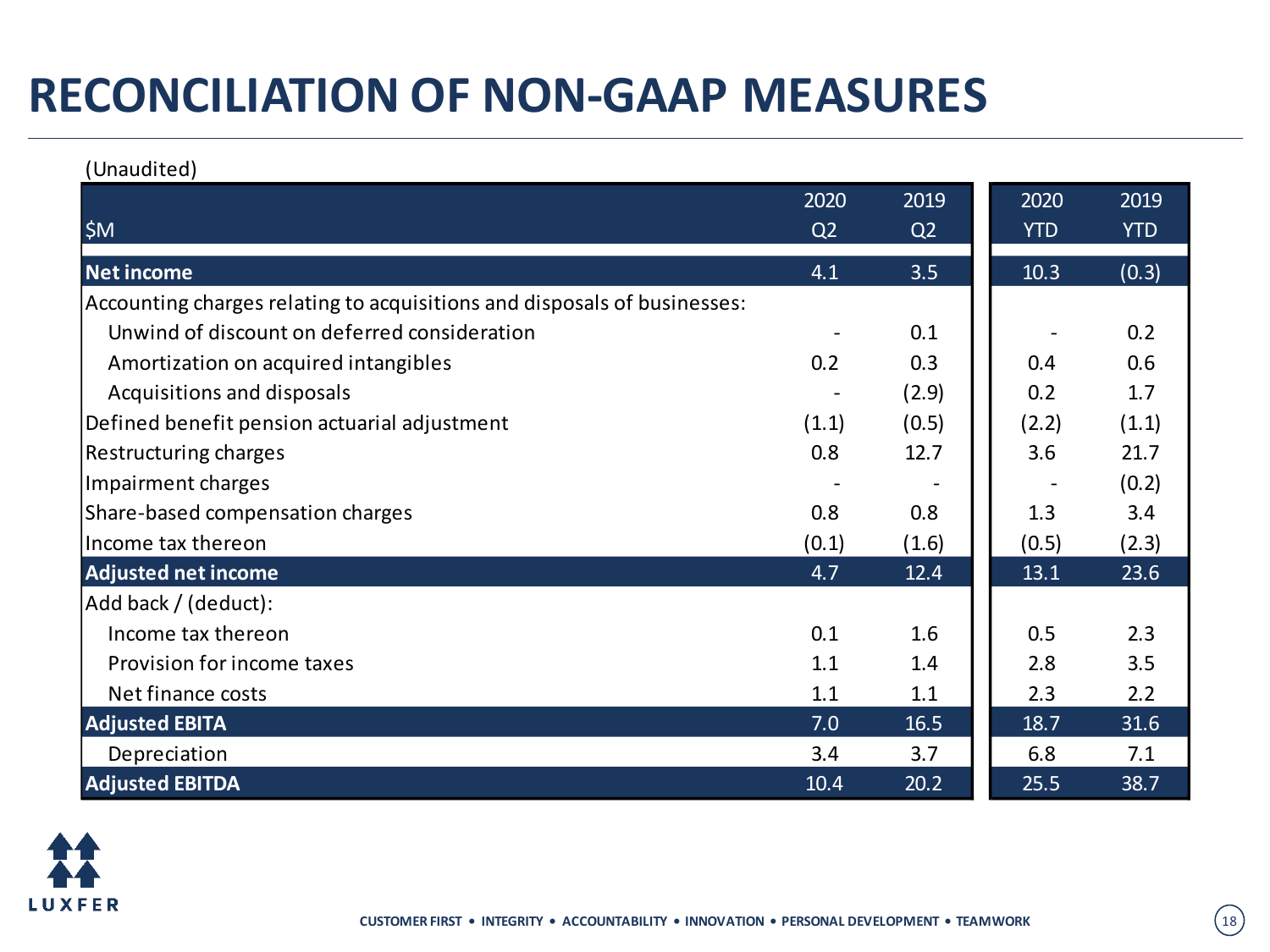# RECONCILIATION OF NON-GAAP MEASURES

(Unaudited)

| $M | 2020 Q2 | 2019 Q2 | 2020 YTD | 2019 YTD |
|---|---|---|---|---|
| **Net income** | 4.1 | 3.5 | 10.3 | (0.3) |
| Accounting charges relating to acquisitions and disposals of businesses: | | | | |
| Unwind of discount on deferred consideration | - | 0.1 | - | 0.2 |
| Amortization on acquired intangibles | 0.2 | 0.3 | 0.4 | 0.6 |
| Acquisitions and disposals | - | (2.9) | 0.2 | 1.7 |
| Defined benefit pension actuarial adjustment | (1.1) | (0.5) | (2.2) | (1.1) |
| Restructuring charges | 0.8 | 12.7 | 3.6 | 21.7 |
| Impairment charges | - | - | - | (0.2) |
| Share-based compensation charges | 0.8 | 0.8 | 1.3 | 3.4 |
| Income tax thereon | (0.1) | (1.6) | (0.5) | (2.3) |
| **Adjusted net income** | 4.7 | 12.4 | 13.1 | 23.6 |
| Add back / (deduct): | | | | |
| Income tax thereon | 0.1 | 1.6 | 0.5 | 2.3 |
| Provision for income taxes | 1.1 | 1.4 | 2.8 | 3.5 |
| Net finance costs | 1.1 | 1.1 | 2.3 | 2.2 |
| **Adjusted EBITA** | 7.0 | 16.5 | 18.7 | 31.6 |
| Depreciation | 3.4 | 3.7 | 6.8 | 7.1 |
| **Adjusted EBITDA** | 10.4 | 20.2 | 25.5 | 38.7 |

LUXFER

CUSTOMER FIRST • INTEGRITY • ACCOUNTABILITY • INNOVATION • PERSONAL DEVELOPMENT • TEAMWORK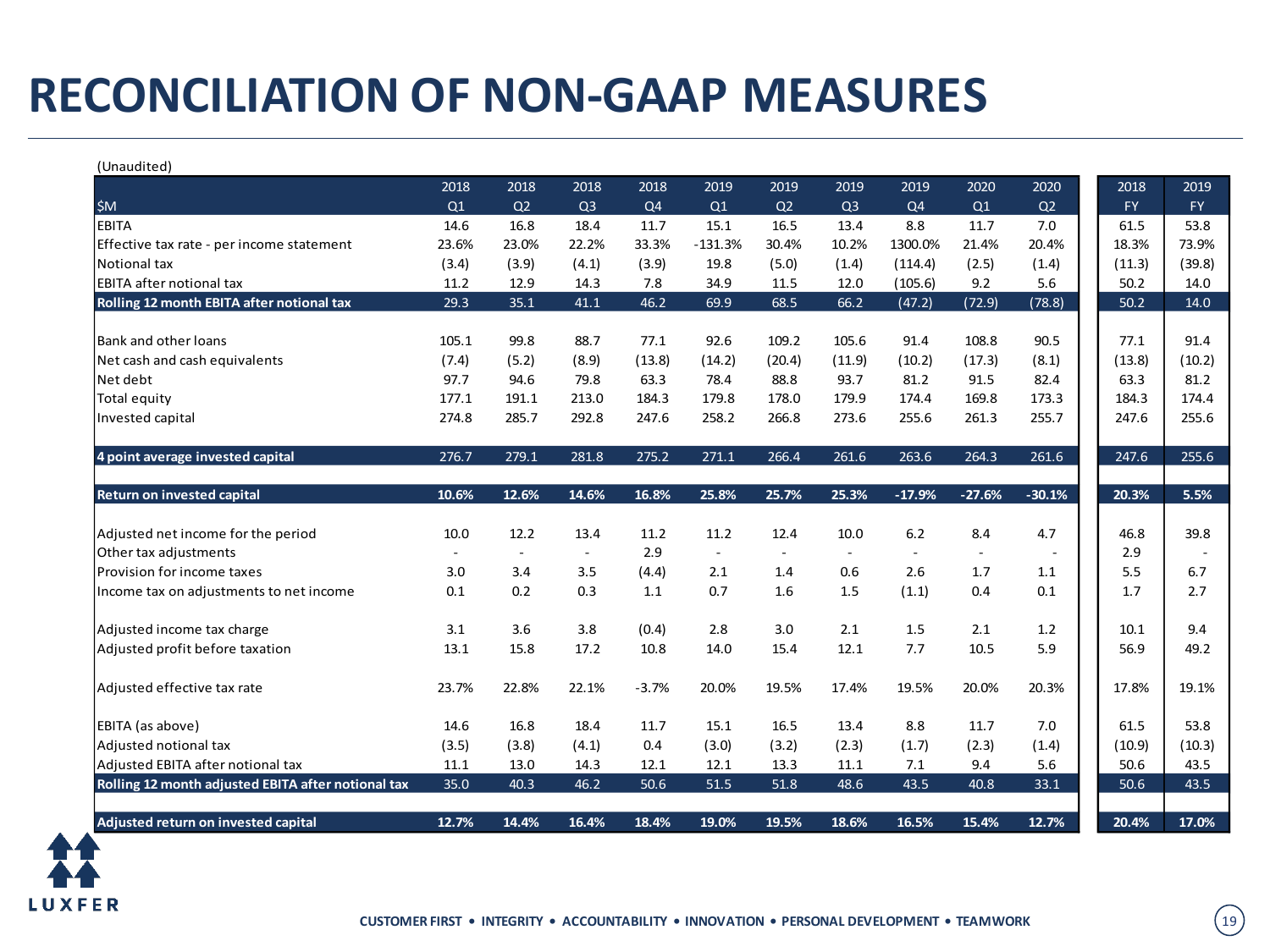# RECONCILIATION OF NON-GAAP MEASURES

(Unaudited)

| $M | 2018 Q1 | 2018 Q2 | 2018 Q3 | 2018 Q4 | 2019 Q1 | 2019 Q2 | 2019 Q3 | 2019 Q4 | 2020 Q1 | 2020 Q2 | 2018 FY | 2019 FY |
|---|---|---|---|---|---|---|---|---|---|---|---|---|
| EBITA | 14.6 | 16.8 | 18.4 | 11.7 | 15.1 | 16.5 | 13.4 | 8.8 | 11.7 | 7.0 | 61.5 | 53.8 |
| Effective tax rate - per income statement | 23.6% | 23.0% | 22.2% | 33.3% | -131.3% | 30.4% | 10.2% | 1300.0% | 21.4% | 20.4% | 18.3% | 73.9% |
| Notional tax | (3.4) | (3.9) | (4.1) | (3.9) | 19.8 | (5.0) | (1.4) | (114.4) | (2.5) | (1.4) | (11.3) | (39.8) |
| EBITA after notional tax | 11.2 | 12.9 | 14.3 | 7.8 | 34.9 | 11.5 | 12.0 | (105.6) | 9.2 | 5.6 | 50.2 | 14.0 |
| **Rolling 12 month EBITA after notional tax** | 29.3 | 35.1 | 41.1 | 46.2 | 69.9 | 68.5 | 66.2 | (47.2) | (72.9) | (78.8) | 50.2 | 14.0 |
| | | | | | | | | | | | | |
| Bank and other loans | 105.1 | 99.8 | 88.7 | 77.1 | 92.6 | 109.2 | 105.6 | 91.4 | 108.8 | 90.5 | 77.1 | 91.4 |
| Net cash and cash equivalents | (7.4) | (5.2) | (8.9) | (13.8) | (14.2) | (20.4) | (11.9) | (10.2) | (17.3) | (8.1) | (13.8) | (10.2) |
| Net debt | 97.7 | 94.6 | 79.8 | 63.3 | 78.4 | 88.8 | 93.7 | 81.2 | 91.5 | 82.4 | 63.3 | 81.2 |
| Total equity | 177.1 | 191.1 | 213.0 | 184.3 | 179.8 | 178.0 | 179.9 | 174.4 | 169.8 | 173.3 | 184.3 | 174.4 |
| Invested capital | 274.8 | 285.7 | 292.8 | 247.6 | 258.2 | 266.8 | 273.6 | 255.6 | 261.3 | 255.7 | 247.6 | 255.6 |
| | | | | | | | | | | | | |
| **4 point average invested capital** | 276.7 | 279.1 | 281.8 | 275.2 | 271.1 | 266.4 | 261.6 | 263.6 | 264.3 | 261.6 | 247.6 | 255.6 |
| | | | | | | | | | | | | |
| **Return on invested capital** | **10.6%** | **12.6%** | **14.6%** | **16.8%** | **25.8%** | **25.7%** | **25.3%** | **-17.9%** | **-27.6%** | **-30.1%** | **20.3%** | **5.5%** |
| | | | | | | | | | | | | |
| Adjusted net income for the period | 10.0 | 12.2 | 13.4 | 11.2 | 11.2 | 12.4 | 10.0 | 6.2 | 8.4 | 4.7 | 46.8 | 39.8 |
| Other tax adjustments | - | - | - | 2.9 | - | - | - | - | - | - | 2.9 | - |
| Provision for income taxes | 3.0 | 3.4 | 3.5 | (4.4) | 2.1 | 1.4 | 0.6 | 2.6 | 1.7 | 1.1 | 5.5 | 6.7 |
| Income tax on adjustments to net income | 0.1 | 0.2 | 0.3 | 1.1 | 0.7 | 1.6 | 1.5 | (1.1) | 0.4 | 0.1 | 1.7 | 2.7 |
| | | | | | | | | | | | | |
| Adjusted income tax charge | 3.1 | 3.6 | 3.8 | (0.4) | 2.8 | 3.0 | 2.1 | 1.5 | 2.1 | 1.2 | 10.1 | 9.4 |
| Adjusted profit before taxation | 13.1 | 15.8 | 17.2 | 10.8 | 14.0 | 15.4 | 12.1 | 7.7 | 10.5 | 5.9 | 56.9 | 49.2 |
| | | | | | | | | | | | | |
| Adjusted effective tax rate | 23.7% | 22.8% | 22.1% | -3.7% | 20.0% | 19.5% | 17.4% | 19.5% | 20.0% | 20.3% | 17.8% | 19.1% |
| | | | | | | | | | | | | |
| EBITA (as above) | 14.6 | 16.8 | 18.4 | 11.7 | 15.1 | 16.5 | 13.4 | 8.8 | 11.7 | 7.0 | 61.5 | 53.8 |
| Adjusted notional tax | (3.5) | (3.8) | (4.1) | 0.4 | (3.0) | (3.2) | (2.3) | (1.7) | (2.3) | (1.4) | (10.9) | (10.3) |
| Adjusted EBITA after notional tax | 11.1 | 13.0 | 14.3 | 12.1 | 12.1 | 13.3 | 11.1 | 7.1 | 9.4 | 5.6 | 50.6 | 43.5 |
| **Rolling 12 month adjusted EBITA after notional tax** | 35.0 | 40.3 | 46.2 | 50.6 | 51.5 | 51.8 | 48.6 | 43.5 | 40.8 | 33.1 | 50.6 | 43.5 |
| | | | | | | | | | | | | |
| **Adjusted return on invested capital** | **12.7%** | **14.4%** | **16.4%** | **18.4%** | **19.0%** | **19.5%** | **18.6%** | **16.5%** | **15.4%** | **12.7%** | **20.4%** | **17.0%** |

LUXFER

CUSTOMER FIRST • INTEGRITY • ACCOUNTABILITY • INNOVATION • PERSONAL DEVELOPMENT • TEAMWORK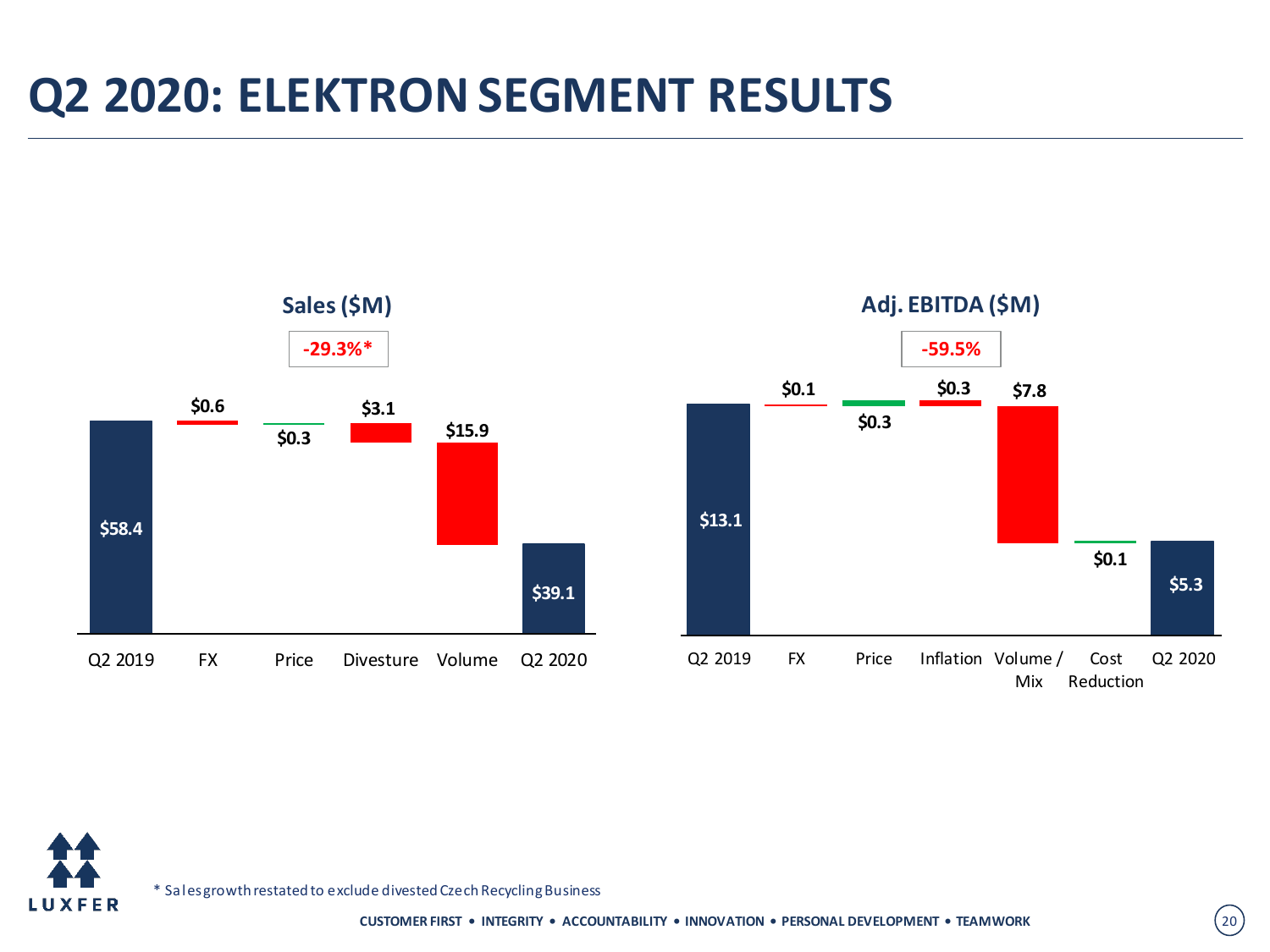# Q2 2020: ELEKTRON SEGMENT RESULTS

**Sales ($M)**

**-29.3%***

| Q2 2019 | FX | Price | Divesture | Volume | Q2 2020 |
|---|---|---|---|---|---|
| $58.4 | $0.6 | $0.3 | $3.1 | $15.9 | $39.1 |

**Adj. EBITDA ($M)**

**-59.5%**

| Q2 2019 | FX | Price | Inflation | Volume / Mix | Cost Reduction | Q2 2020 |
|---|---|---|---|---|---|---|
| $13.1 | $0.1 | $0.3 | $0.3 | $7.8 | $0.1 | $5.3 |

* Sales growth restated to exclude divested Czech Recycling Business

CUSTOMER FIRST • INTEGRITY • ACCOUNTABILITY • INNOVATION • PERSONAL DEVELOPMENT • TEAMWORK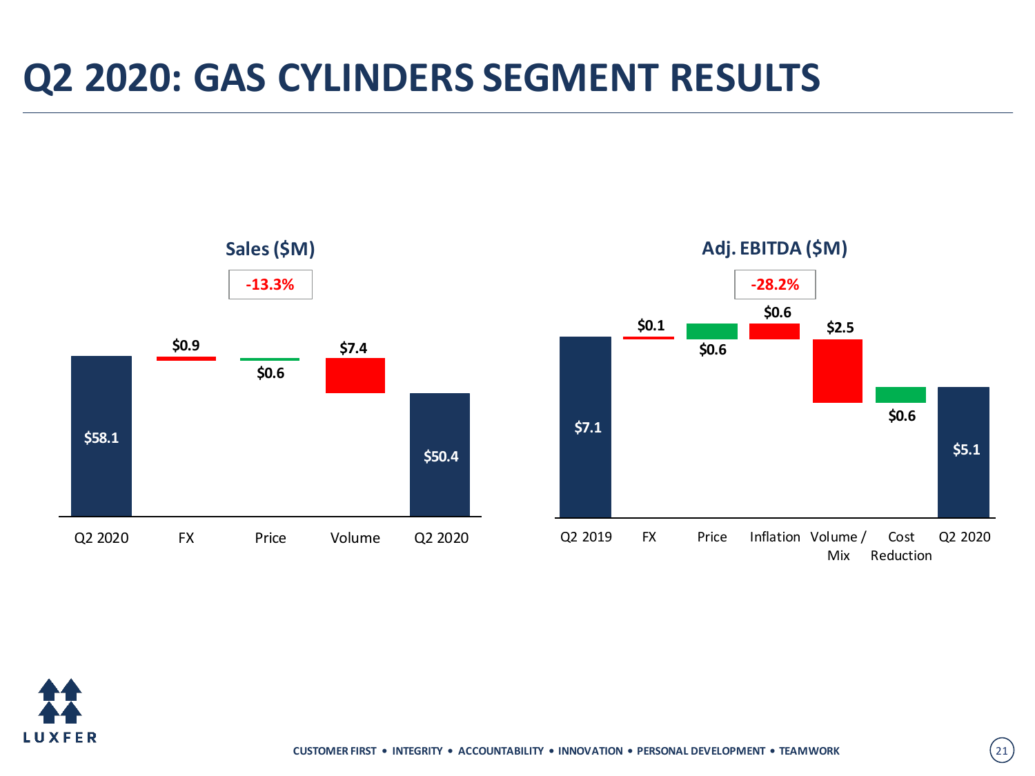# Q2 2020: GAS CYLINDERS SEGMENT RESULTS

**Sales ($M)**

-13.3%

| Q2 2020 | FX | Price | Volume | Q2 2020 |
|---|---|---|---|---|
| $58.1 | $0.9 | $0.6 | $7.4 | $50.4 |

**Adj. EBITDA ($M)**

-28.2%

| Q2 2019 | FX | Price | Inflation | Volume / Mix | Cost Reduction | Q2 2020 |
|---|---|---|---|---|---|---|
| $7.1 | $0.1 | $0.6 | $0.6 | $2.5 | $0.6 | $5.1 |

CUSTOMER FIRST • INTEGRITY • ACCOUNTABILITY • INNOVATION • PERSONAL DEVELOPMENT • TEAMWORK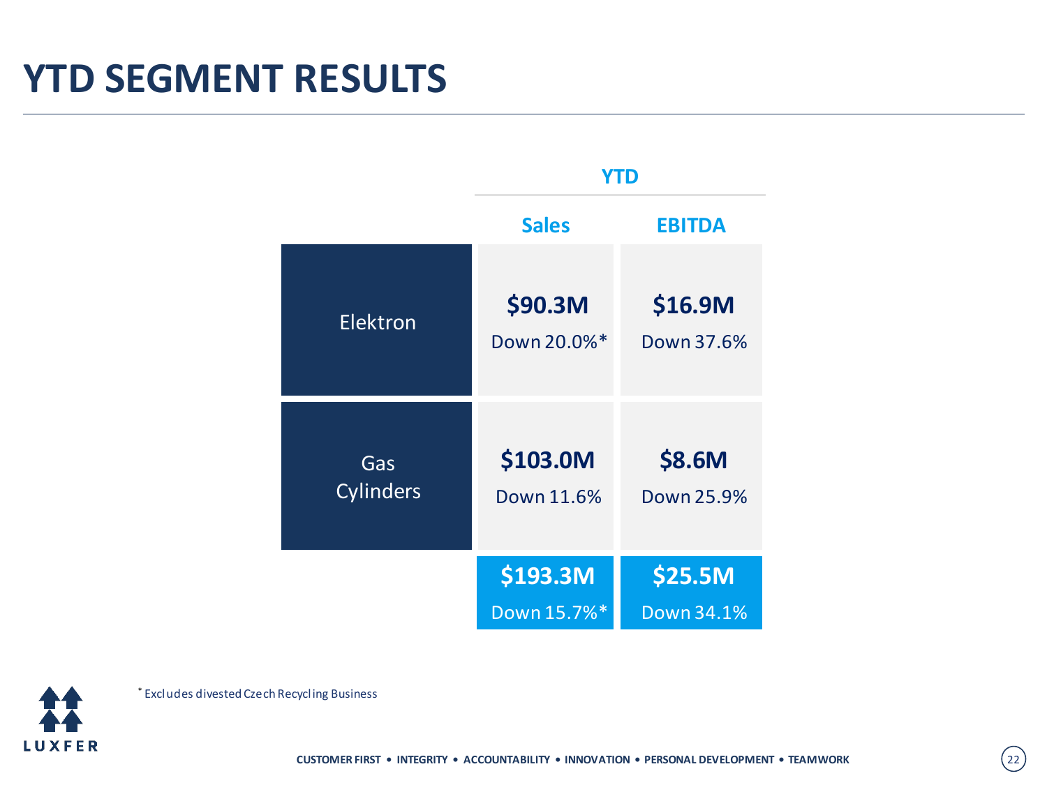# YTD SEGMENT RESULTS

| | YTD | |
|---|---|---|
| | Sales | EBITDA |
| Elektron | $90.3M<br>Down 20.0%* | $16.9M<br>Down 37.6% |
| Gas Cylinders | $103.0M<br>Down 11.6% | $8.6M<br>Down 25.9% |
| | $193.3M<br>Down 15.7%* | $25.5M<br>Down 34.1% |

* Excludes divested Czech Recycling Business

CUSTOMER FIRST • INTEGRITY • ACCOUNTABILITY • INNOVATION • PERSONAL DEVELOPMENT • TEAMWORK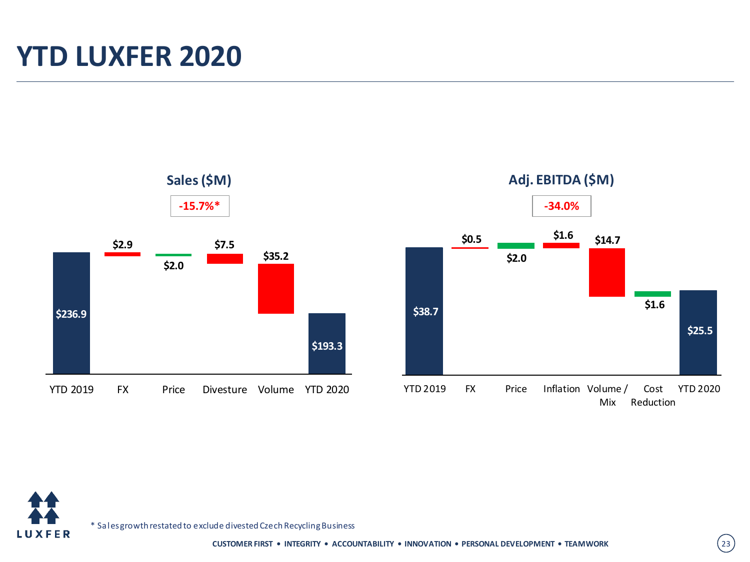# YTD LUXFER 2020

**Sales ($M)**

**-15.7%***

| YTD 2019 | FX | Price | Divesture | Volume | YTD 2020 |
|---|---|---|---|---|---|
| $236.9 | $2.9 | $2.0 | $7.5 | $35.2 | $193.3 |

**Adj. EBITDA ($M)**

**-34.0%**

| YTD 2019 | FX | Price | Inflation | Volume / Mix | Cost Reduction | YTD 2020 |
|---|---|---|---|---|---|---|
| $38.7 | $0.5 | $2.0 | $1.6 | $14.7 | $1.6 | $25.5 |

* Sales growth restated to exclude divested Czech Recycling Business

CUSTOMER FIRST • INTEGRITY • ACCOUNTABILITY • INNOVATION • PERSONAL DEVELOPMENT • TEAMWORK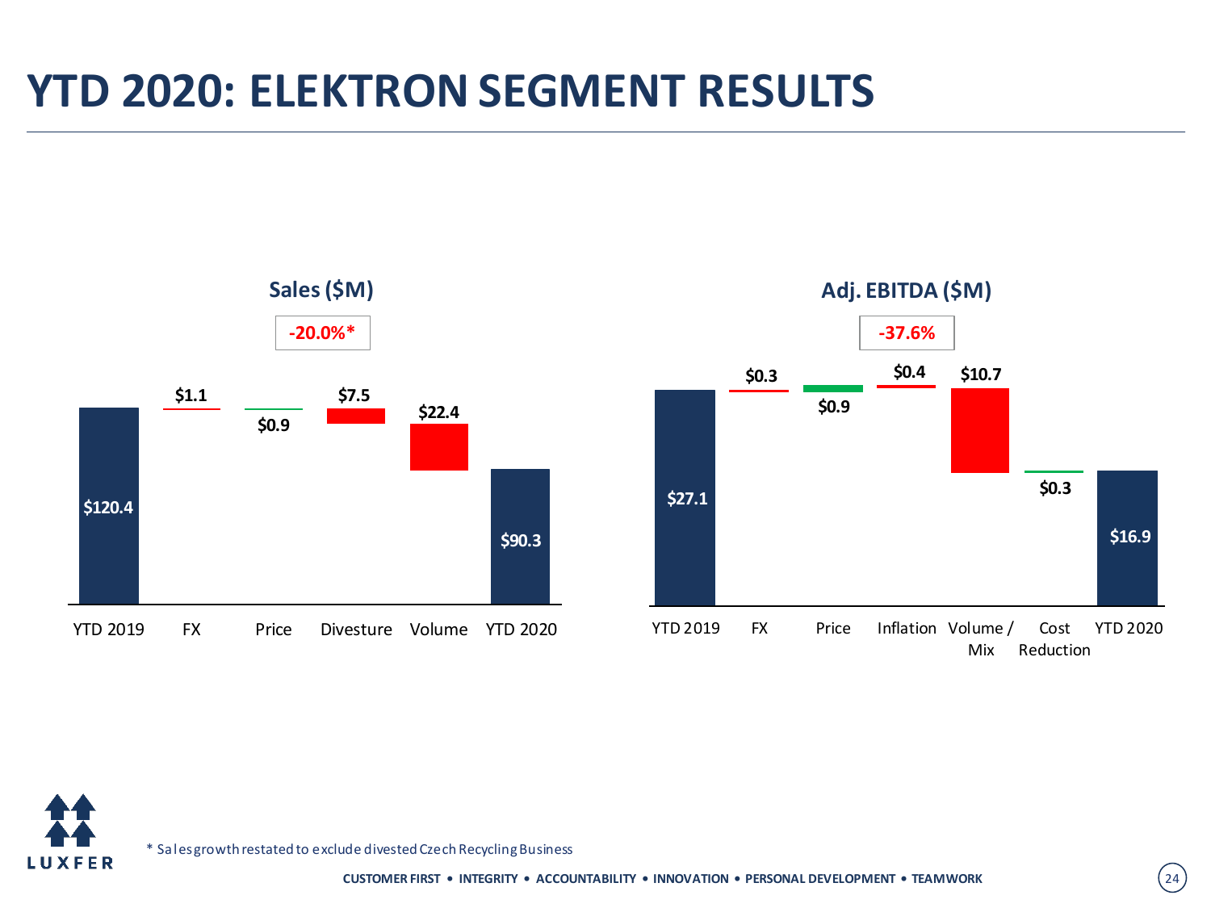# YTD 2020: ELEKTRON SEGMENT RESULTS

### Sales ($M)

**-20.0%***

| YTD 2019 | FX | Price | Divesture | Volume | YTD 2020 |
|---|---|---|---|---|---|
| $120.4 | $1.1 | $0.9 | $7.5 | $22.4 | $90.3 |

### Adj. EBITDA ($M)

**-37.6%**

| YTD 2019 | FX | Price | Inflation | Volume / Mix | Cost Reduction | YTD 2020 |
|---|---|---|---|---|---|---|
| $27.1 | $0.3 | $0.9 | $0.4 | $10.7 | $0.3 | $16.9 |

* Sales growth restated to exclude divested Czech Recycling Business

CUSTOMER FIRST • INTEGRITY • ACCOUNTABILITY • INNOVATION • PERSONAL DEVELOPMENT • TEAMWORK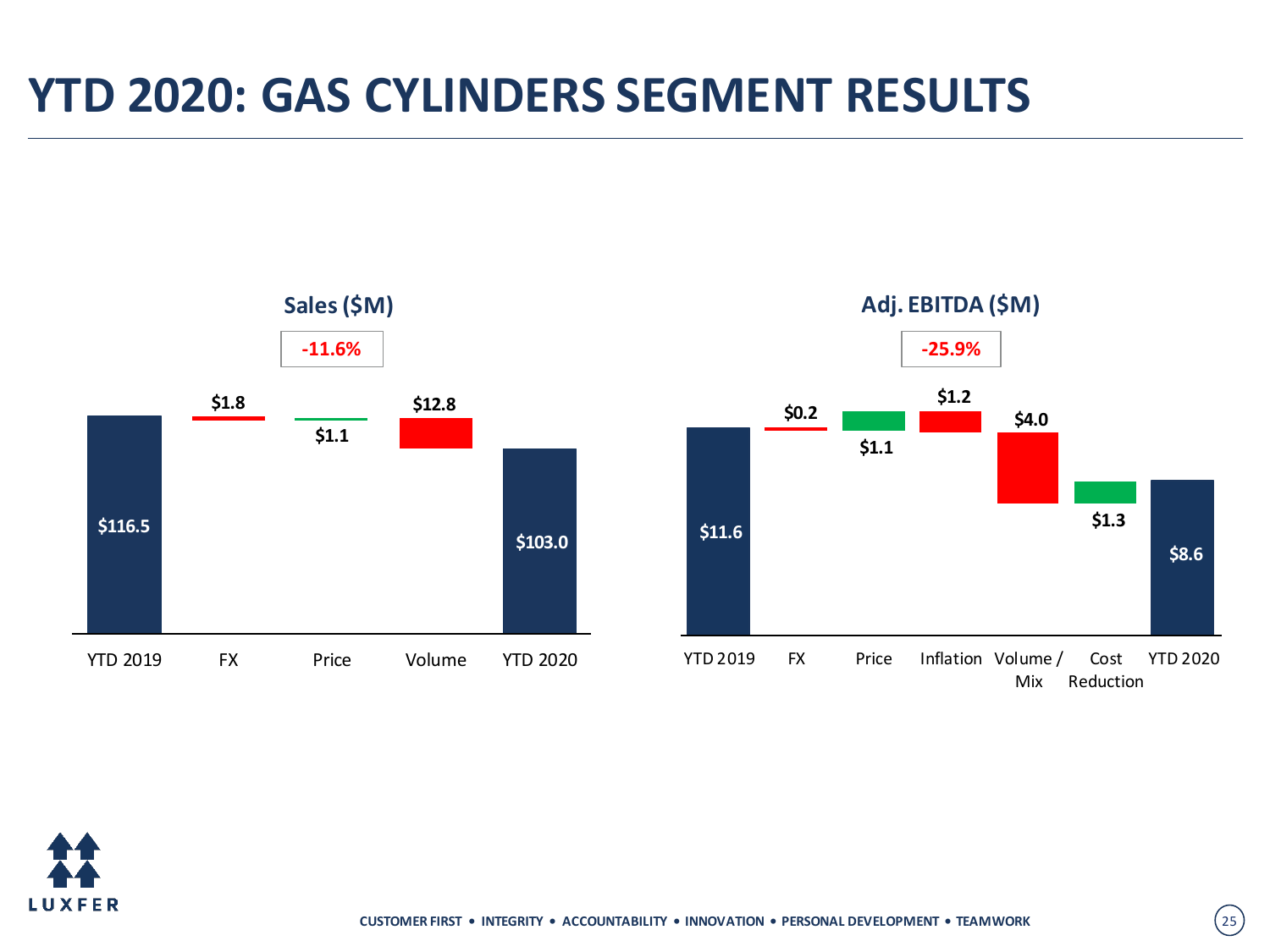# YTD 2020: GAS CYLINDERS SEGMENT RESULTS

**Sales ($M)**

-11.6%

$116.5

$1.8

$1.1

$12.8

$103.0

YTD 2019

FX

Price

Volume

YTD 2020

**Adj. EBITDA ($M)**

-25.9%

$11.6

$0.2

$1.1

$1.2

$4.0

$1.3

$8.6

YTD 2019

FX

Price

Inflation

Volume / Mix

Cost Reduction

YTD 2020

LUXFER

CUSTOMER FIRST • INTEGRITY • ACCOUNTABILITY • INNOVATION • PERSONAL DEVELOPMENT • TEAMWORK